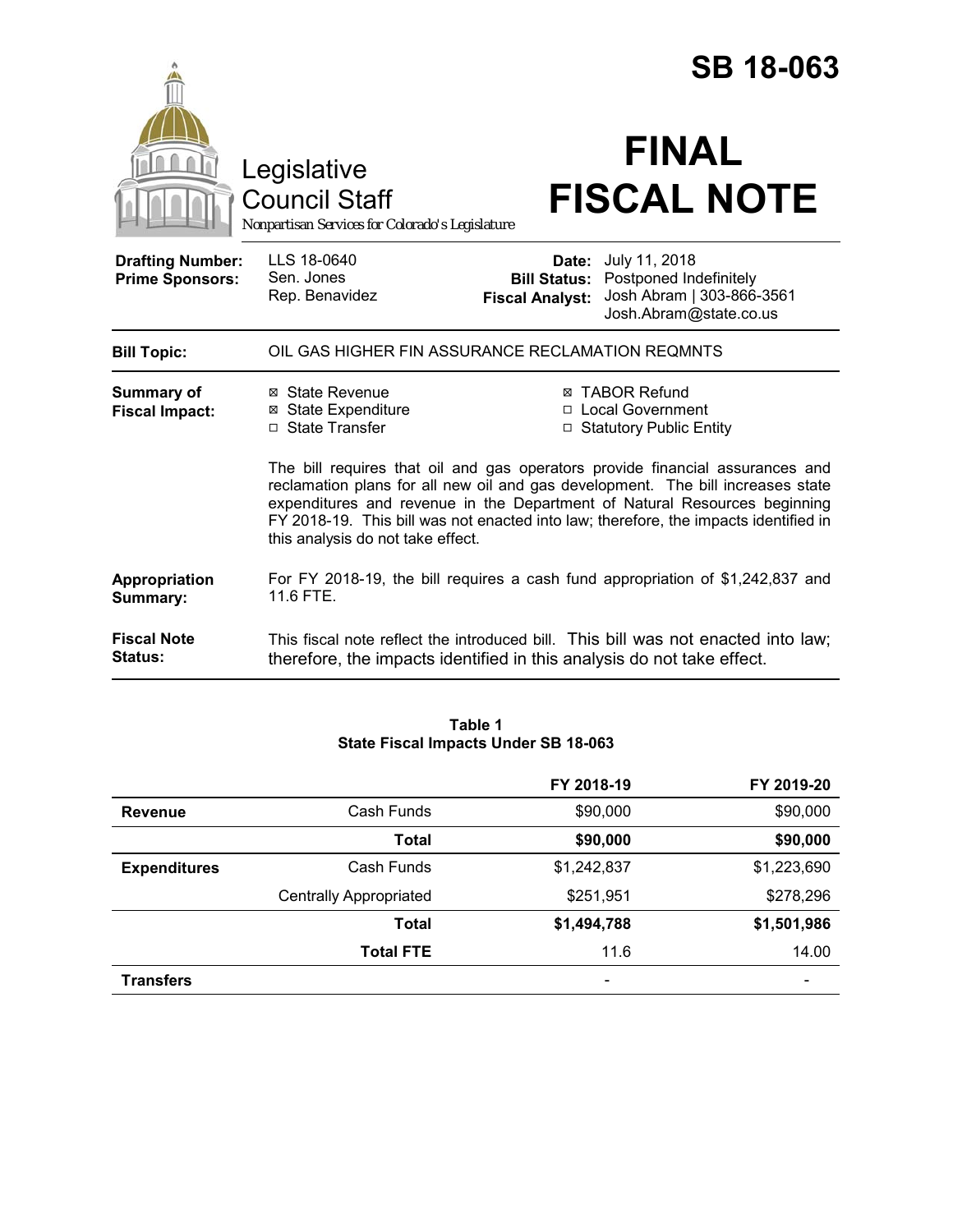# SB 18-063

Legislative Council Staff

*Nonpartisan Services for Colorado's Legislature*

# FINAL FISCAL NOTE

| | | | |
|---|---|---|---|
| **Drafting Number:** | LLS 18-0640 | **Date:** | July 11, 2018 |
| **Prime Sponsors:** | Sen. Jones | **Bill Status:** | Postponed Indefinitely |
| | Rep. Benavidez | **Fiscal Analyst:** | Josh Abram \| 303-866-3561 |
| | | | Josh.Abram@state.co.us |

| | |
|---|---|
| **Bill Topic:** | OIL GAS HIGHER FIN ASSURANCE RECLAMATION REQMNTS |

**Summary of Fiscal Impact:**

- ☒ State Revenue
- ☒ State Expenditure
- ☐ State Transfer
- ☒ TABOR Refund
- ☐ Local Government
- ☐ Statutory Public Entity

The bill requires that oil and gas operators provide financial assurances and reclamation plans for all new oil and gas development. The bill increases state expenditures and revenue in the Department of Natural Resources beginning FY 2018-19. This bill was not enacted into law; therefore, the impacts identified in this analysis do not take effect.

**Appropriation Summary:** For FY 2018-19, the bill requires a cash fund appropriation of $1,242,837 and 11.6 FTE.

**Fiscal Note Status:** This fiscal note reflect the introduced bill. This bill was not enacted into law; therefore, the impacts identified in this analysis do not take effect.

**Table 1**
**State Fiscal Impacts Under SB 18-063**

| | | FY 2018-19 | FY 2019-20 |
|---|---|---|---|
| **Revenue** | Cash Funds | $90,000 | $90,000 |
| | **Total** | **$90,000** | **$90,000** |
| **Expenditures** | Cash Funds | $1,242,837 | $1,223,690 |
| | Centrally Appropriated | $251,951 | $278,296 |
| | **Total** | **$1,494,788** | **$1,501,986** |
| | **Total FTE** | 11.6 | 14.00 |
| **Transfers** | | - | - |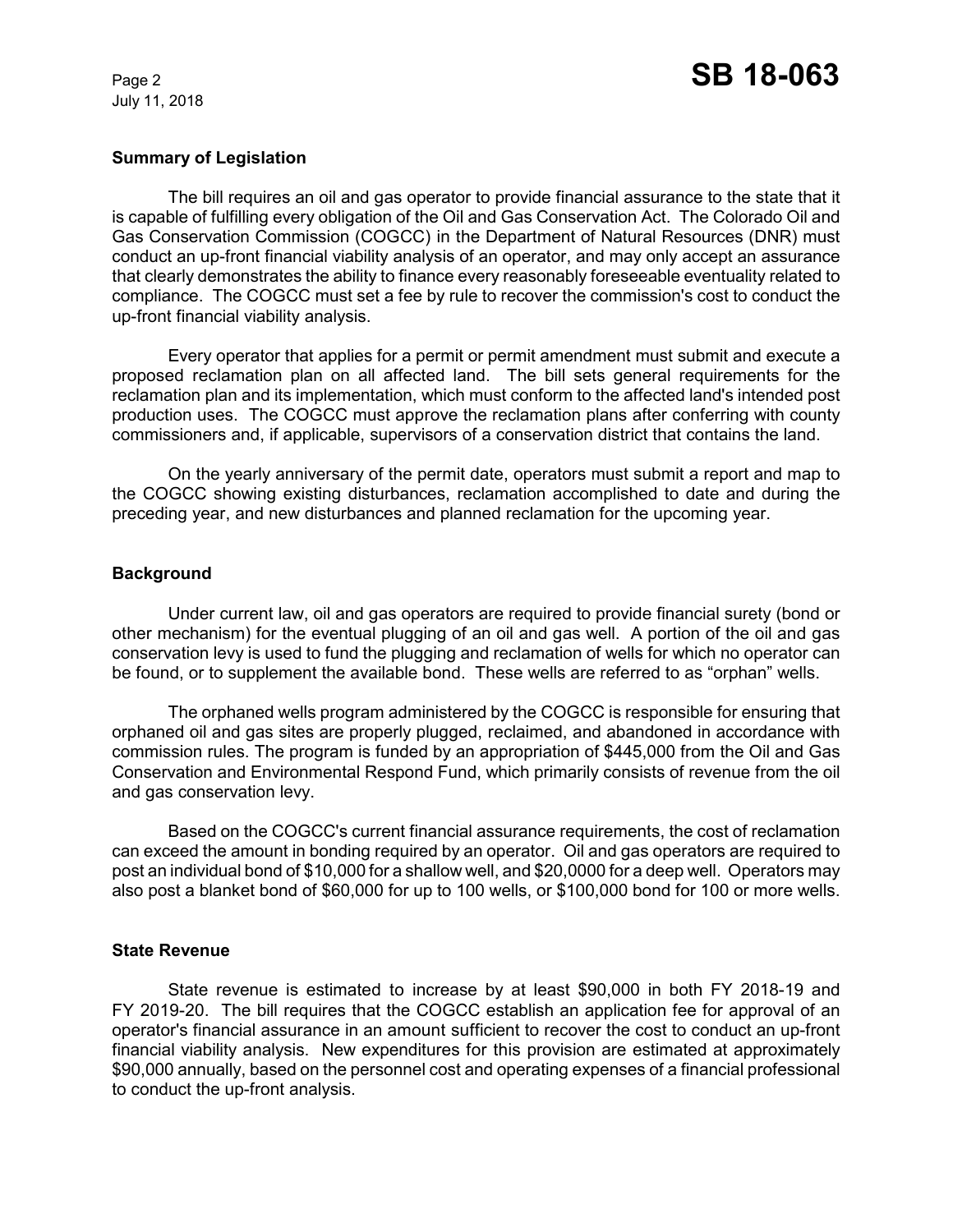## Summary of Legislation

The bill requires an oil and gas operator to provide financial assurance to the state that it is capable of fulfilling every obligation of the Oil and Gas Conservation Act. The Colorado Oil and Gas Conservation Commission (COGCC) in the Department of Natural Resources (DNR) must conduct an up-front financial viability analysis of an operator, and may only accept an assurance that clearly demonstrates the ability to finance every reasonably foreseeable eventuality related to compliance. The COGCC must set a fee by rule to recover the commission's cost to conduct the up-front financial viability analysis.

Every operator that applies for a permit or permit amendment must submit and execute a proposed reclamation plan on all affected land. The bill sets general requirements for the reclamation plan and its implementation, which must conform to the affected land's intended post production uses. The COGCC must approve the reclamation plans after conferring with county commissioners and, if applicable, supervisors of a conservation district that contains the land.

On the yearly anniversary of the permit date, operators must submit a report and map to the COGCC showing existing disturbances, reclamation accomplished to date and during the preceding year, and new disturbances and planned reclamation for the upcoming year.

## Background

Under current law, oil and gas operators are required to provide financial surety (bond or other mechanism) for the eventual plugging of an oil and gas well. A portion of the oil and gas conservation levy is used to fund the plugging and reclamation of wells for which no operator can be found, or to supplement the available bond. These wells are referred to as "orphan" wells.

The orphaned wells program administered by the COGCC is responsible for ensuring that orphaned oil and gas sites are properly plugged, reclaimed, and abandoned in accordance with commission rules. The program is funded by an appropriation of $445,000 from the Oil and Gas Conservation and Environmental Respond Fund, which primarily consists of revenue from the oil and gas conservation levy.

Based on the COGCC's current financial assurance requirements, the cost of reclamation can exceed the amount in bonding required by an operator. Oil and gas operators are required to post an individual bond of $10,000 for a shallow well, and $20,0000 for a deep well. Operators may also post a blanket bond of $60,000 for up to 100 wells, or $100,000 bond for 100 or more wells.

## State Revenue

State revenue is estimated to increase by at least $90,000 in both FY 2018-19 and FY 2019-20. The bill requires that the COGCC establish an application fee for approval of an operator's financial assurance in an amount sufficient to recover the cost to conduct an up-front financial viability analysis. New expenditures for this provision are estimated at approximately $90,000 annually, based on the personnel cost and operating expenses of a financial professional to conduct the up-front analysis.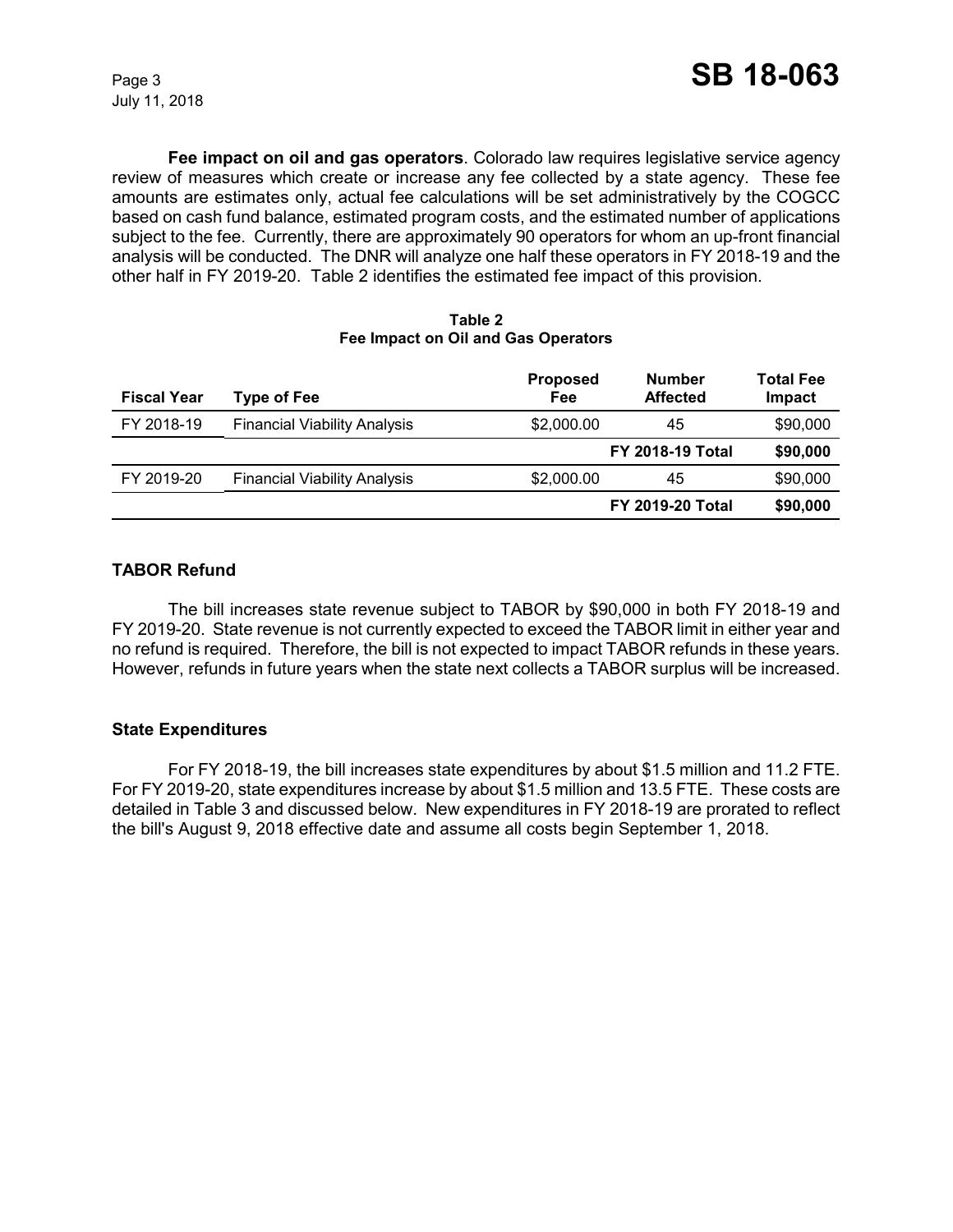**Fee impact on oil and gas operators**. Colorado law requires legislative service agency review of measures which create or increase any fee collected by a state agency. These fee amounts are estimates only, actual fee calculations will be set administratively by the COGCC based on cash fund balance, estimated program costs, and the estimated number of applications subject to the fee. Currently, there are approximately 90 operators for whom an up-front financial analysis will be conducted. The DNR will analyze one half these operators in FY 2018-19 and the other half in FY 2019-20. Table 2 identifies the estimated fee impact of this provision.

**Table 2**
**Fee Impact on Oil and Gas Operators**

| Fiscal Year | Type of Fee | Proposed Fee | Number Affected | Total Fee Impact |
|---|---|---|---|---|
| FY 2018-19 | Financial Viability Analysis | $2,000.00 | 45 | $90,000 |
| | | | **FY 2018-19 Total** | **$90,000** |
| FY 2019-20 | Financial Viability Analysis | $2,000.00 | 45 | $90,000 |
| | | | **FY 2019-20 Total** | **$90,000** |

## TABOR Refund

The bill increases state revenue subject to TABOR by $90,000 in both FY 2018-19 and FY 2019-20. State revenue is not currently expected to exceed the TABOR limit in either year and no refund is required. Therefore, the bill is not expected to impact TABOR refunds in these years. However, refunds in future years when the state next collects a TABOR surplus will be increased.

## State Expenditures

For FY 2018-19, the bill increases state expenditures by about $1.5 million and 11.2 FTE. For FY 2019-20, state expenditures increase by about $1.5 million and 13.5 FTE. These costs are detailed in Table 3 and discussed below. New expenditures in FY 2018-19 are prorated to reflect the bill's August 9, 2018 effective date and assume all costs begin September 1, 2018.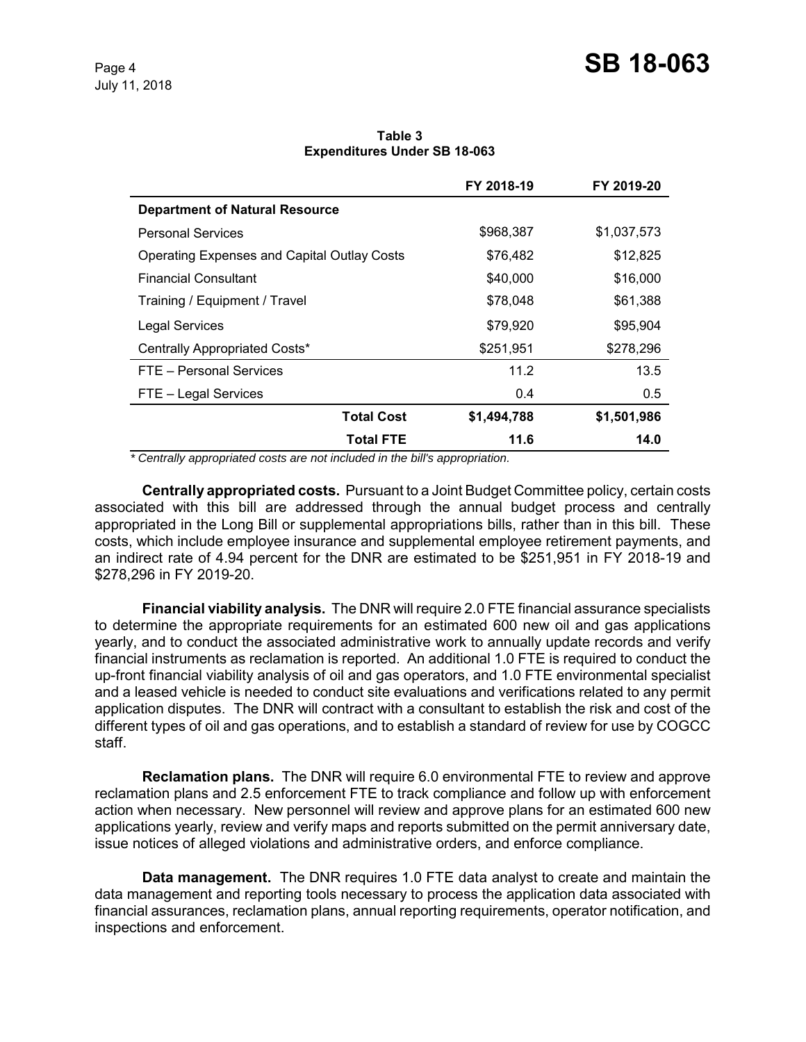**Table 3**
**Expenditures Under SB 18-063**

| | FY 2018-19 | FY 2019-20 |
|---|---|---|
| **Department of Natural Resource** | | |
| Personal Services | $968,387 | $1,037,573 |
| Operating Expenses and Capital Outlay Costs | $76,482 | $12,825 |
| Financial Consultant | $40,000 | $16,000 |
| Training / Equipment / Travel | $78,048 | $61,388 |
| Legal Services | $79,920 | $95,904 |
| Centrally Appropriated Costs* | $251,951 | $278,296 |
| FTE – Personal Services | 11.2 | 13.5 |
| FTE – Legal Services | 0.4 | 0.5 |
| **Total Cost** | **$1,494,788** | **$1,501,986** |
| **Total FTE** | **11.6** | **14.0** |

*\* Centrally appropriated costs are not included in the bill's appropriation.*

**Centrally appropriated costs.** Pursuant to a Joint Budget Committee policy, certain costs associated with this bill are addressed through the annual budget process and centrally appropriated in the Long Bill or supplemental appropriations bills, rather than in this bill. These costs, which include employee insurance and supplemental employee retirement payments, and an indirect rate of 4.94 percent for the DNR are estimated to be $251,951 in FY 2018-19 and $278,296 in FY 2019-20.

**Financial viability analysis.** The DNR will require 2.0 FTE financial assurance specialists to determine the appropriate requirements for an estimated 600 new oil and gas applications yearly, and to conduct the associated administrative work to annually update records and verify financial instruments as reclamation is reported. An additional 1.0 FTE is required to conduct the up-front financial viability analysis of oil and gas operators, and 1.0 FTE environmental specialist and a leased vehicle is needed to conduct site evaluations and verifications related to any permit application disputes. The DNR will contract with a consultant to establish the risk and cost of the different types of oil and gas operations, and to establish a standard of review for use by COGCC staff.

**Reclamation plans.** The DNR will require 6.0 environmental FTE to review and approve reclamation plans and 2.5 enforcement FTE to track compliance and follow up with enforcement action when necessary. New personnel will review and approve plans for an estimated 600 new applications yearly, review and verify maps and reports submitted on the permit anniversary date, issue notices of alleged violations and administrative orders, and enforce compliance.

**Data management.** The DNR requires 1.0 FTE data analyst to create and maintain the data management and reporting tools necessary to process the application data associated with financial assurances, reclamation plans, annual reporting requirements, operator notification, and inspections and enforcement.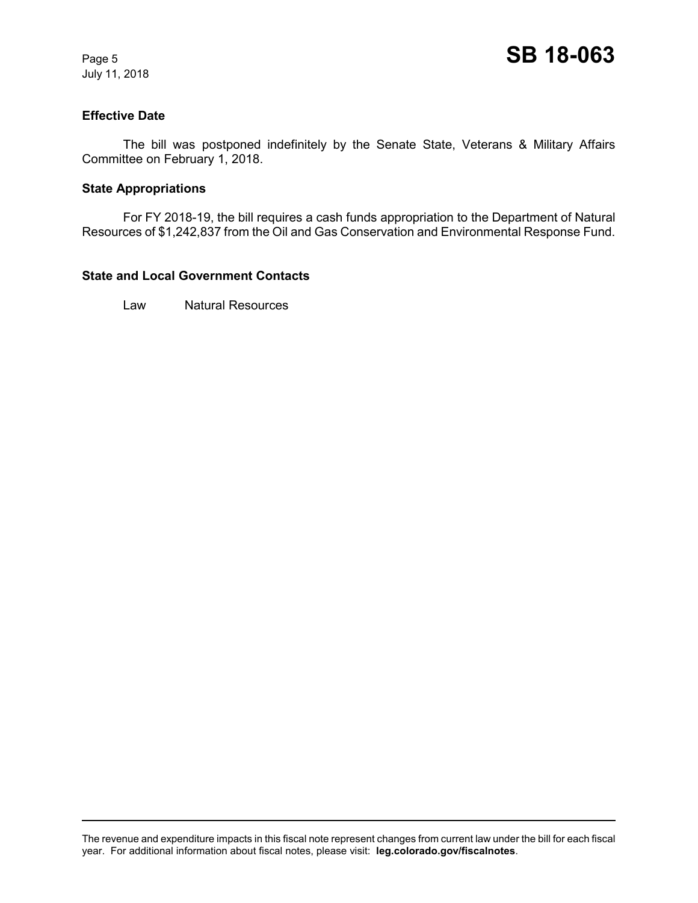### Effective Date

The bill was postponed indefinitely by the Senate State, Veterans & Military Affairs Committee on February 1, 2018.

### State Appropriations

For FY 2018-19, the bill requires a cash funds appropriation to the Department of Natural Resources of $1,242,837 from the Oil and Gas Conservation and Environmental Response Fund.

### State and Local Government Contacts

Law Natural Resources

The revenue and expenditure impacts in this fiscal note represent changes from current law under the bill for each fiscal year. For additional information about fiscal notes, please visit: **leg.colorado.gov/fiscalnotes**.